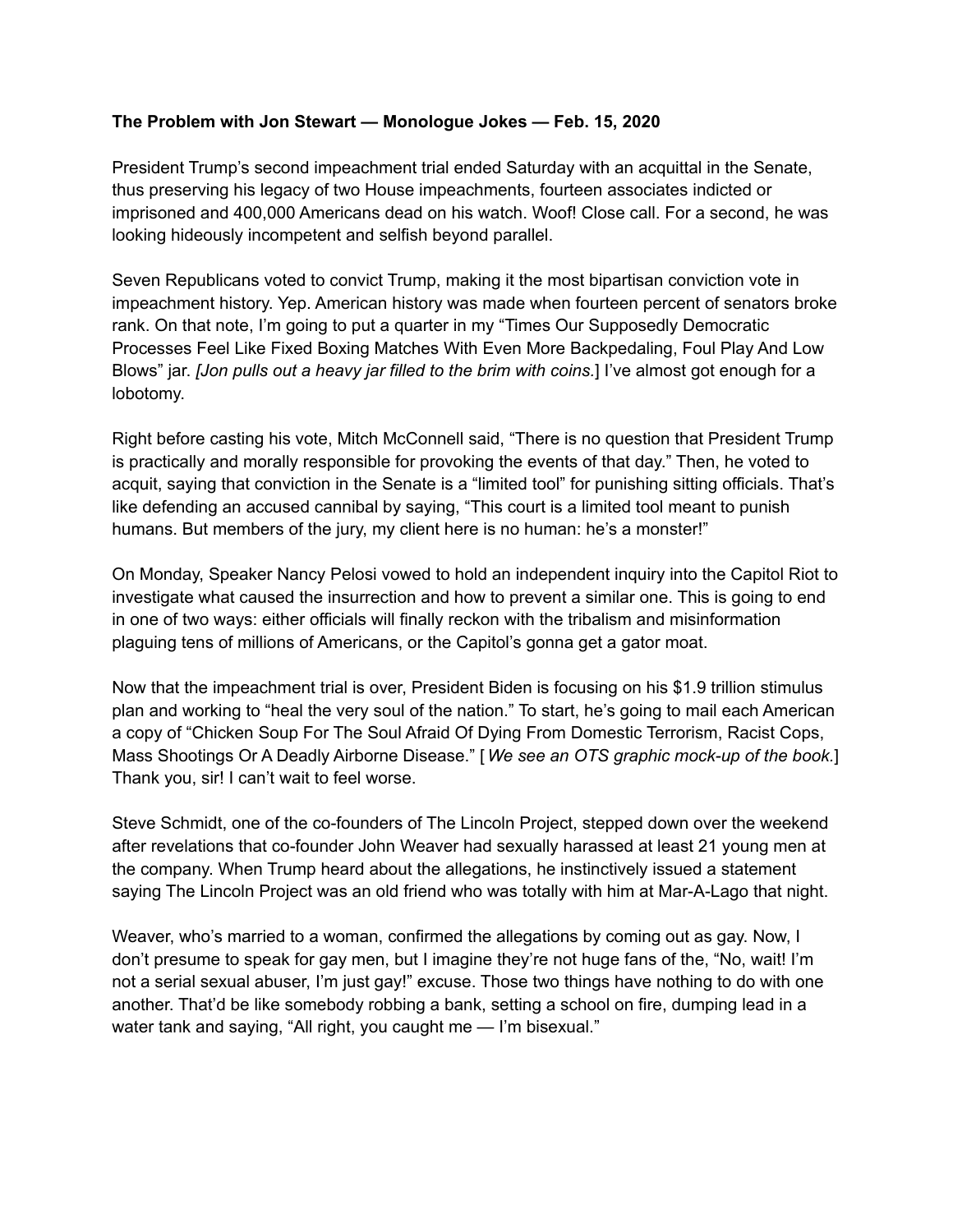**The Problem with Jon Stewart — Monologue Jokes — Feb. 15, 2020**

President Trump's second impeachment trial ended Saturday with an acquittal in the Senate, thus preserving his legacy of two House impeachments, fourteen associates indicted or imprisoned and 400,000 Americans dead on his watch. Woof! Close call. For a second, he was looking hideously incompetent and selfish beyond parallel.

Seven Republicans voted to convict Trump, making it the most bipartisan conviction vote in impeachment history. Yep. American history was made when fourteen percent of senators broke rank. On that note, I'm going to put a quarter in my "Times Our Supposedly Democratic Processes Feel Like Fixed Boxing Matches With Even More Backpedaling, Foul Play And Low Blows" jar. *[Jon pulls out a heavy jar filled to the brim with coins.*] I've almost got enough for a lobotomy.

Right before casting his vote, Mitch McConnell said, "There is no question that President Trump is practically and morally responsible for provoking the events of that day." Then, he voted to acquit, saying that conviction in the Senate is a "limited tool" for punishing sitting officials. That's like defending an accused cannibal by saying, "This court is a limited tool meant to punish humans. But members of the jury, my client here is no human: he's a monster!"

On Monday, Speaker Nancy Pelosi vowed to hold an independent inquiry into the Capitol Riot to investigate what caused the insurrection and how to prevent a similar one. This is going to end in one of two ways: either officials will finally reckon with the tribalism and misinformation plaguing tens of millions of Americans, or the Capitol's gonna get a gator moat.

Now that the impeachment trial is over, President Biden is focusing on his $1.9 trillion stimulus plan and working to "heal the very soul of the nation." To start, he's going to mail each American a copy of "Chicken Soup For The Soul Afraid Of Dying From Domestic Terrorism, Racist Cops, Mass Shootings Or A Deadly Airborne Disease." [*We see an OTS graphic mock-up of the book.*] Thank you, sir! I can't wait to feel worse.

Steve Schmidt, one of the co-founders of The Lincoln Project, stepped down over the weekend after revelations that co-founder John Weaver had sexually harassed at least 21 young men at the company. When Trump heard about the allegations, he instinctively issued a statement saying The Lincoln Project was an old friend who was totally with him at Mar-A-Lago that night.

Weaver, who's married to a woman, confirmed the allegations by coming out as gay. Now, I don't presume to speak for gay men, but I imagine they're not huge fans of the, "No, wait! I'm not a serial sexual abuser, I'm just gay!" excuse. Those two things have nothing to do with one another. That'd be like somebody robbing a bank, setting a school on fire, dumping lead in a water tank and saying, "All right, you caught me — I'm bisexual."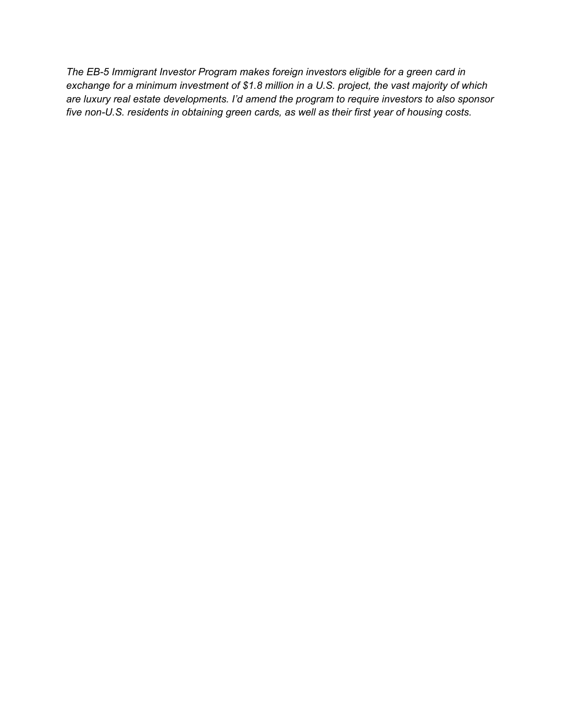*The EB-5 Immigrant Investor Program makes foreign investors eligible for a green card in exchange for a minimum investment of $1.8 million in a U.S. project, the vast majority of which are luxury real estate developments. I'd amend the program to require investors to also sponsor five non-U.S. residents in obtaining green cards, as well as their first year of housing costs.*